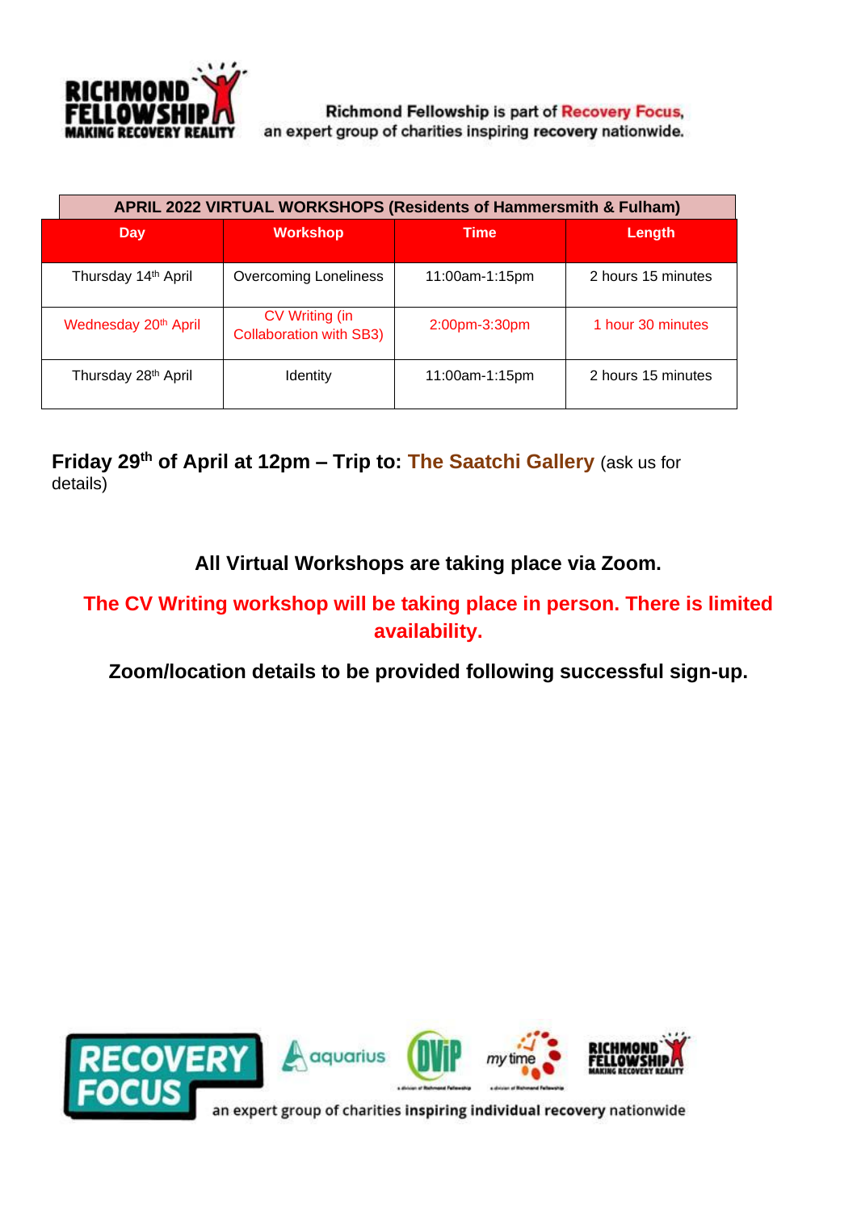Richmond Fellowship is part of Recovery Focus, an expert group of charities inspiring recovery nationwide.

| APRIL 2022 VIRTUAL WORKSHOPS (Residents of Hammersmith & Fulham) | | | |
|---|---|---|---|
| **Day** | **Workshop** | **Time** | **Length** |
| Thursday 14th April | Overcoming Loneliness | 11:00am-1:15pm | 2 hours 15 minutes |
| Wednesday 20th April | CV Writing (in Collaboration with SB3) | 2:00pm-3:30pm | 1 hour 30 minutes |
| Thursday 28th April | Identity | 11:00am-1:15pm | 2 hours 15 minutes |

**Friday 29th of April at 12pm – Trip to: The Saatchi Gallery** (ask us for details)

**All Virtual Workshops are taking place via Zoom.**

**The CV Writing workshop will be taking place in person. There is limited availability.**

**Zoom/location details to be provided following successful sign-up.**

RECOVERY FOCUS – an expert group of charities inspiring individual recovery nationwide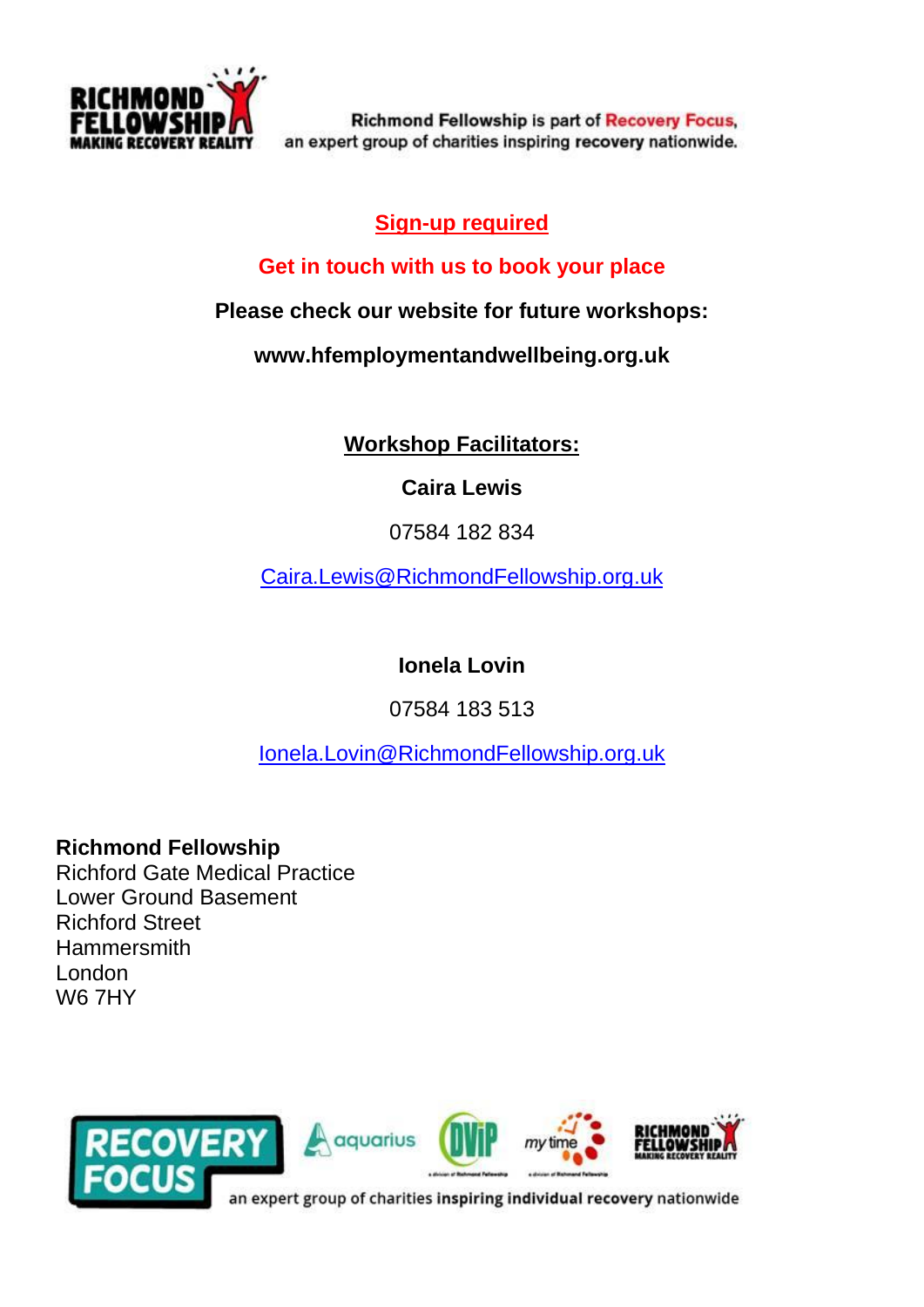Richmond Fellowship is part of Recovery Focus, an expert group of charities inspiring recovery nationwide.

**Sign-up required**

**Get in touch with us to book your place**

**Please check our website for future workshops:**

**www.hfemploymentandwellbeing.org.uk**

**Workshop Facilitators:**

**Caira Lewis**

07584 182 834

Caira.Lewis@RichmondFellowship.org.uk

**Ionela Lovin**

07584 183 513

Ionela.Lovin@RichmondFellowship.org.uk

**Richmond Fellowship**
Richford Gate Medical Practice
Lower Ground Basement
Richford Street
Hammersmith
London
W6 7HY

an expert group of charities inspiring individual recovery nationwide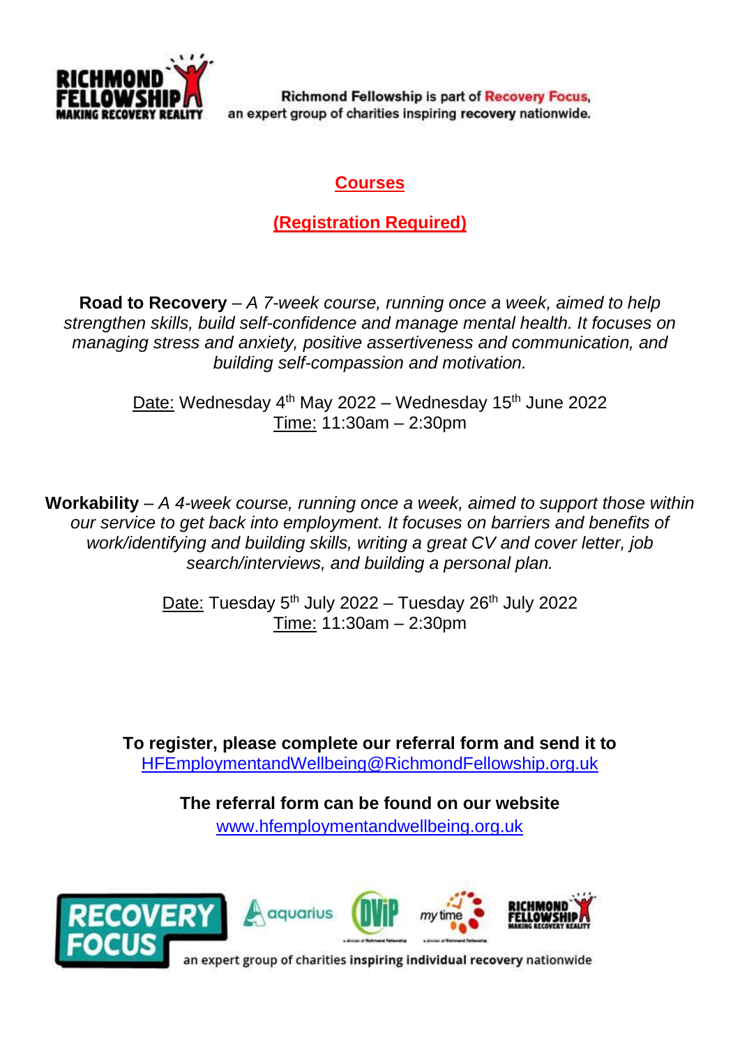Richmond Fellowship is part of Recovery Focus, an expert group of charities inspiring recovery nationwide.

## Courses

## (Registration Required)

**Road to Recovery** – *A 7-week course, running once a week, aimed to help strengthen skills, build self-confidence and manage mental health. It focuses on managing stress and anxiety, positive assertiveness and communication, and building self-compassion and motivation.*

Date: Wednesday 4th May 2022 – Wednesday 15th June 2022
Time: 11:30am – 2:30pm

**Workability** – *A 4-week course, running once a week, aimed to support those within our service to get back into employment. It focuses on barriers and benefits of work/identifying and building skills, writing a great CV and cover letter, job search/interviews, and building a personal plan.*

Date: Tuesday 5th July 2022 – Tuesday 26th July 2022
Time: 11:30am – 2:30pm

**To register, please complete our referral form and send it to** HFEmploymentandWellbeing@RichmondFellowship.org.uk

**The referral form can be found on our website** www.hfemploymentandwellbeing.org.uk

an expert group of charities inspiring individual recovery nationwide